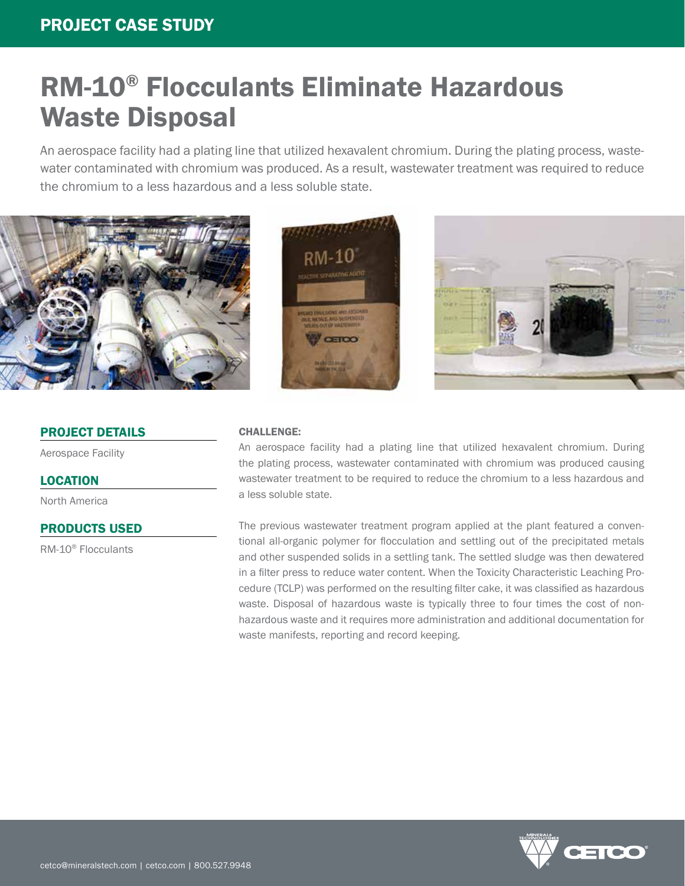PROJECT CASE STUDY

# RM-10® Flocculants Eliminate Hazardous Waste Disposal

An aerospace facility had a plating line that utilized hexavalent chromium. During the plating process, wastewater contaminated with chromium was produced. As a result, wastewater treatment was required to reduce the chromium to a less hazardous and a less soluble state.

## PROJECT DETAILS

Aerospace Facility

## LOCATION

North America

## PRODUCTS USED

RM-10® Flocculants

### CHALLENGE:

An aerospace facility had a plating line that utilized hexavalent chromium. During the plating process, wastewater contaminated with chromium was produced causing wastewater treatment to be required to reduce the chromium to a less hazardous and a less soluble state.

The previous wastewater treatment program applied at the plant featured a conventional all-organic polymer for flocculation and settling out of the precipitated metals and other suspended solids in a settling tank. The settled sludge was then dewatered in a filter press to reduce water content. When the Toxicity Characteristic Leaching Procedure (TCLP) was performed on the resulting filter cake, it was classified as hazardous waste. Disposal of hazardous waste is typically three to four times the cost of non-hazardous waste and it requires more administration and additional documentation for waste manifests, reporting and record keeping.

cetco@mineralstech.com | cetco.com | 800.527.9948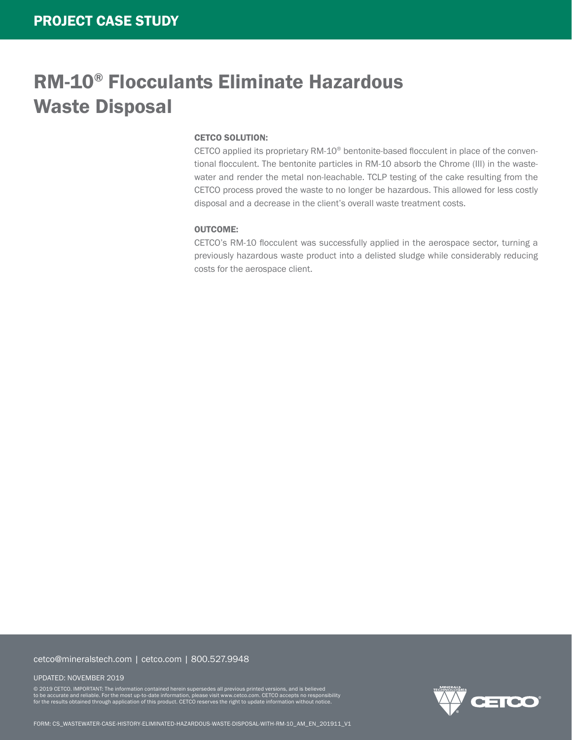# RM-10® Flocculants Eliminate Hazardous Waste Disposal

### CETCO SOLUTION:

CETCO applied its proprietary RM-10® bentonite-based flocculent in place of the conventional flocculent. The bentonite particles in RM-10 absorb the Chrome (III) in the wastewater and render the metal non-leachable. TCLP testing of the cake resulting from the CETCO process proved the waste to no longer be hazardous. This allowed for less costly disposal and a decrease in the client's overall waste treatment costs.

### OUTCOME:

CETCO's RM-10 flocculent was successfully applied in the aerospace sector, turning a previously hazardous waste product into a delisted sludge while considerably reducing costs for the aerospace client.

cetco@mineralstech.com | cetco.com | 800.527.9948

UPDATED: NOVEMBER 2019

© 2019 CETCO. IMPORTANT: The information contained herein supersedes all previous printed versions, and is believed to be accurate and reliable. For the most up-to-date information, please visit www.cetco.com. CETCO accepts no responsibility for the results obtained through application of this product. CETCO reserves the right to update information without notice.

FORM: CS_WASTEWATER-CASE-HISTORY-ELIMINATED-HAZARDOUS-WASTE-DISPOSAL-WITH-RM-10_AM_EN_201911_V1